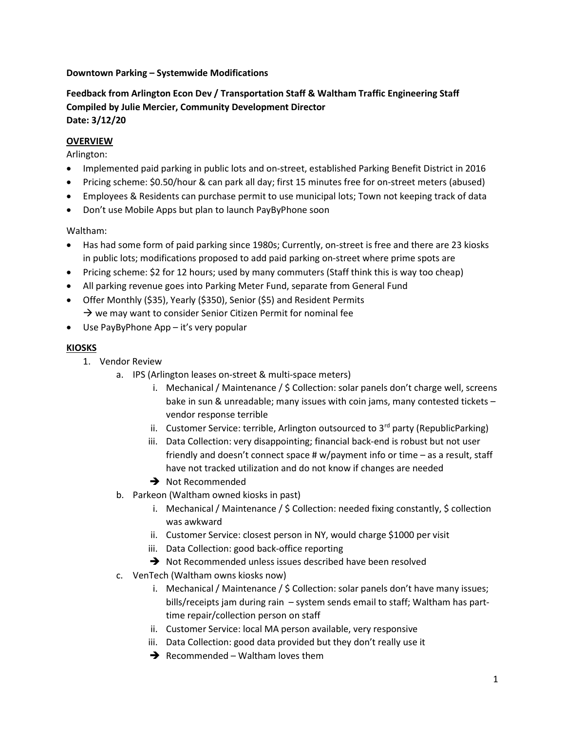**Downtown Parking – Systemwide Modifications**

**Feedback from Arlington Econ Dev / Transportation Staff & Waltham Traffic Engineering Staff**
**Compiled by Julie Mercier, Community Development Director**
**Date: 3/12/20**

**OVERVIEW**

Arlington:

- Implemented paid parking in public lots and on-street, established Parking Benefit District in 2016
- Pricing scheme: $0.50/hour & can park all day; first 15 minutes free for on-street meters (abused)
- Employees & Residents can purchase permit to use municipal lots; Town not keeping track of data
- Don't use Mobile Apps but plan to launch PayByPhone soon

Waltham:

- Has had some form of paid parking since 1980s; Currently, on-street is free and there are 23 kiosks in public lots; modifications proposed to add paid parking on-street where prime spots are
- Pricing scheme: $2 for 12 hours; used by many commuters (Staff think this is way too cheap)
- All parking revenue goes into Parking Meter Fund, separate from General Fund
- Offer Monthly ($35), Yearly ($350), Senior ($5) and Resident Permits
  → we may want to consider Senior Citizen Permit for nominal fee
- Use PayByPhone App – it's very popular

**KIOSKS**

1. Vendor Review
   a. IPS (Arlington leases on-street & multi-space meters)
      i. Mechanical / Maintenance / $ Collection: solar panels don't charge well, screens bake in sun & unreadable; many issues with coin jams, many contested tickets – vendor response terrible
      ii. Customer Service: terrible, Arlington outsourced to 3rd party (RepublicParking)
      iii. Data Collection: very disappointing; financial back-end is robust but not user friendly and doesn't connect space # w/payment info or time – as a result, staff have not tracked utilization and do not know if changes are needed
      → Not Recommended
   b. Parkeon (Waltham owned kiosks in past)
      i. Mechanical / Maintenance / $ Collection: needed fixing constantly, $ collection was awkward
      ii. Customer Service: closest person in NY, would charge $1000 per visit
      iii. Data Collection: good back-office reporting
      → Not Recommended unless issues described have been resolved
   c. VenTech (Waltham owns kiosks now)
      i. Mechanical / Maintenance / $ Collection: solar panels don't have many issues; bills/receipts jam during rain – system sends email to staff; Waltham has part-time repair/collection person on staff
      ii. Customer Service: local MA person available, very responsive
      iii. Data Collection: good data provided but they don't really use it
      → Recommended – Waltham loves them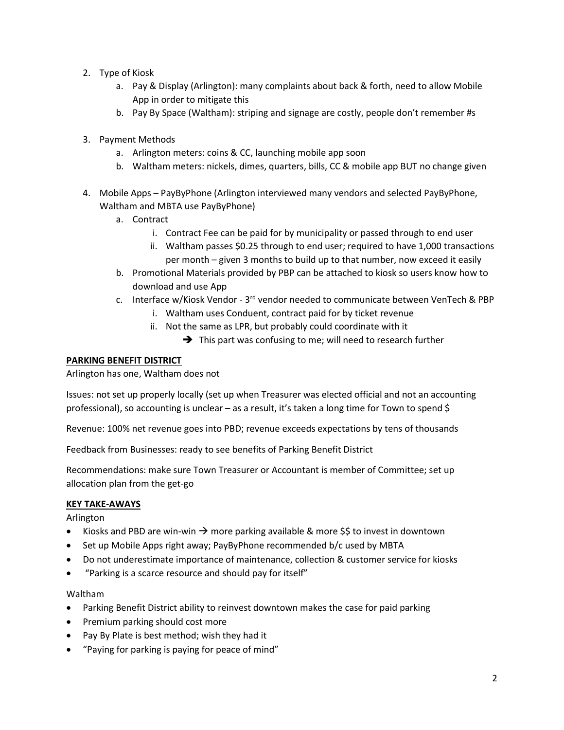2. Type of Kiosk
    a. Pay & Display (Arlington): many complaints about back & forth, need to allow Mobile App in order to mitigate this
    b. Pay By Space (Waltham): striping and signage are costly, people don't remember #s

3. Payment Methods
    a. Arlington meters: coins & CC, launching mobile app soon
    b. Waltham meters: nickels, dimes, quarters, bills, CC & mobile app BUT no change given

4. Mobile Apps – PayByPhone (Arlington interviewed many vendors and selected PayByPhone, Waltham and MBTA use PayByPhone)
    a. Contract
        i. Contract Fee can be paid for by municipality or passed through to end user
        ii. Waltham passes $0.25 through to end user; required to have 1,000 transactions per month – given 3 months to build up to that number, now exceed it easily
    b. Promotional Materials provided by PBP can be attached to kiosk so users know how to download and use App
    c. Interface w/Kiosk Vendor - 3rd vendor needed to communicate between VenTech & PBP
        i. Waltham uses Conduent, contract paid for by ticket revenue
        ii. Not the same as LPR, but probably could coordinate with it
            ➔ This part was confusing to me; will need to research further

**PARKING BENEFIT DISTRICT**

Arlington has one, Waltham does not

Issues: not set up properly locally (set up when Treasurer was elected official and not an accounting professional), so accounting is unclear – as a result, it's taken a long time for Town to spend $

Revenue: 100% net revenue goes into PBD; revenue exceeds expectations by tens of thousands

Feedback from Businesses: ready to see benefits of Parking Benefit District

Recommendations: make sure Town Treasurer or Accountant is member of Committee; set up allocation plan from the get-go

**KEY TAKE-AWAYS**

Arlington

- Kiosks and PBD are win-win → more parking available & more $$ to invest in downtown
- Set up Mobile Apps right away; PayByPhone recommended b/c used by MBTA
- Do not underestimate importance of maintenance, collection & customer service for kiosks
- "Parking is a scarce resource and should pay for itself"

Waltham

- Parking Benefit District ability to reinvest downtown makes the case for paid parking
- Premium parking should cost more
- Pay By Plate is best method; wish they had it
- "Paying for parking is paying for peace of mind"